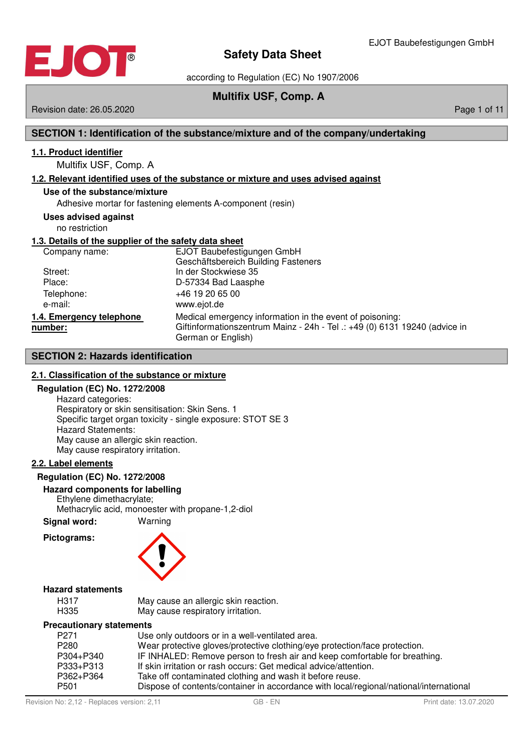# Safety Data Sheet

according to Regulation (EC) No 1907/2006

## Multifix USF, Comp. A

Revision date: 26.05.2020

## SECTION 1: Identification of the substance/mixture and of the company/undertaking

### 1.1. Product identifier

Multifix USF, Comp. A

### 1.2. Relevant identified uses of the substance or mixture and uses advised against

**Use of the substance/mixture**

Adhesive mortar for fastening elements A-component (resin)

**Uses advised against**

no restriction

### 1.3. Details of the supplier of the safety data sheet

| | |
|---|---|
| Company name: | EJOT Baubefestigungen GmbH<br>Geschäftsbereich Building Fasteners |
| Street: | In der Stockwiese 35 |
| Place: | D-57334 Bad Laasphe |
| Telephone: | +46 19 20 65 00 |
| e-mail: | www.ejot.de |

### 1.4. Emergency telephone number:

Medical emergency information in the event of poisoning:
Giftinformationszentrum Mainz - 24h - Tel .: +49 (0) 6131 19240 (advice in German or English)

## SECTION 2: Hazards identification

### 2.1. Classification of the substance or mixture

**Regulation (EC) No. 1272/2008**

Hazard categories:
Respiratory or skin sensitisation: Skin Sens. 1
Specific target organ toxicity - single exposure: STOT SE 3
Hazard Statements:
May cause an allergic skin reaction.
May cause respiratory irritation.

### 2.2. Label elements

**Regulation (EC) No. 1272/2008**

**Hazard components for labelling**

Ethylene dimethacrylate;
Methacrylic acid, monoester with propane-1,2-diol

**Signal word:** Warning

**Pictograms:**

**Hazard statements**

| | |
|---|---|
| H317 | May cause an allergic skin reaction. |
| H335 | May cause respiratory irritation. |

**Precautionary statements**

| | |
|---|---|
| P271 | Use only outdoors or in a well-ventilated area. |
| P280 | Wear protective gloves/protective clothing/eye protection/face protection. |
| P304+P340 | IF INHALED: Remove person to fresh air and keep comfortable for breathing. |
| P333+P313 | If skin irritation or rash occurs: Get medical advice/attention. |
| P362+P364 | Take off contaminated clothing and wash it before reuse. |
| P501 | Dispose of contents/container in accordance with local/regional/national/international |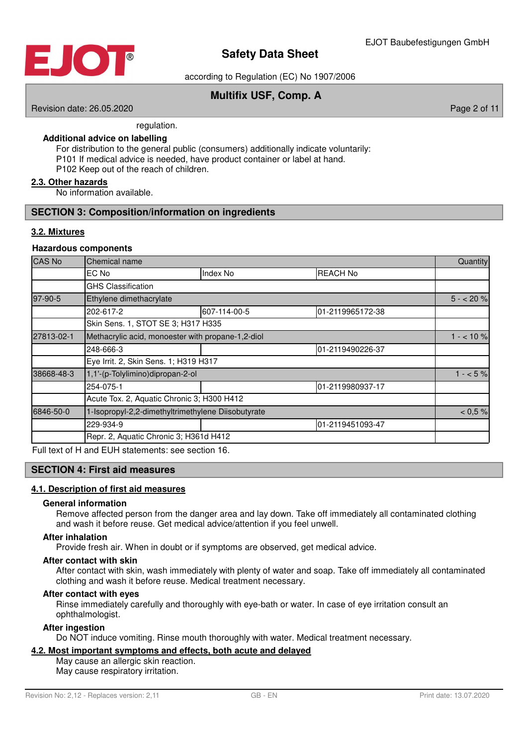regulation.

**Additional advice on labelling**

For distribution to the general public (consumers) additionally indicate voluntarily:
P101 If medical advice is needed, have product container or label at hand.
P102 Keep out of the reach of children.

### 2.3. Other hazards

No information available.

## SECTION 3: Composition/information on ingredients

### 3.2. Mixtures

**Hazardous components**

| CAS No | Chemical name | | | Quantity |
|---|---|---|---|---|
| | EC No | Index No | REACH No | |
| | GHS Classification | | | |
| 97-90-5 | Ethylene dimethacrylate | | | 5 - < 20 % |
| | 202-617-2 | 607-114-00-5 | 01-2119965172-38 | |
| | Skin Sens. 1, STOT SE 3; H317 H335 | | | |
| 27813-02-1 | Methacrylic acid, monoester with propane-1,2-diol | | | 1 - < 10 % |
| | 248-666-3 | | 01-2119490226-37 | |
| | Eye Irrit. 2, Skin Sens. 1; H319 H317 | | | |
| 38668-48-3 | 1,1'-(p-Tolylimino)dipropan-2-ol | | | 1 - < 5 % |
| | 254-075-1 | | 01-2119980937-17 | |
| | Acute Tox. 2, Aquatic Chronic 3; H300 H412 | | | |
| 6846-50-0 | 1-Isopropyl-2,2-dimethyltrimethylene Diisobutyrate | | | < 0,5 % |
| | 229-934-9 | | 01-2119451093-47 | |
| | Repr. 2, Aquatic Chronic 3; H361d H412 | | | |

Full text of H and EUH statements: see section 16.

## SECTION 4: First aid measures

### 4.1. Description of first aid measures

**General information**

Remove affected person from the danger area and lay down. Take off immediately all contaminated clothing and wash it before reuse. Get medical advice/attention if you feel unwell.

**After inhalation**

Provide fresh air. When in doubt or if symptoms are observed, get medical advice.

**After contact with skin**

After contact with skin, wash immediately with plenty of water and soap. Take off immediately all contaminated clothing and wash it before reuse. Medical treatment necessary.

**After contact with eyes**

Rinse immediately carefully and thoroughly with eye-bath or water. In case of eye irritation consult an ophthalmologist.

**After ingestion**

Do NOT induce vomiting. Rinse mouth thoroughly with water. Medical treatment necessary.

### 4.2. Most important symptoms and effects, both acute and delayed

May cause an allergic skin reaction.
May cause respiratory irritation.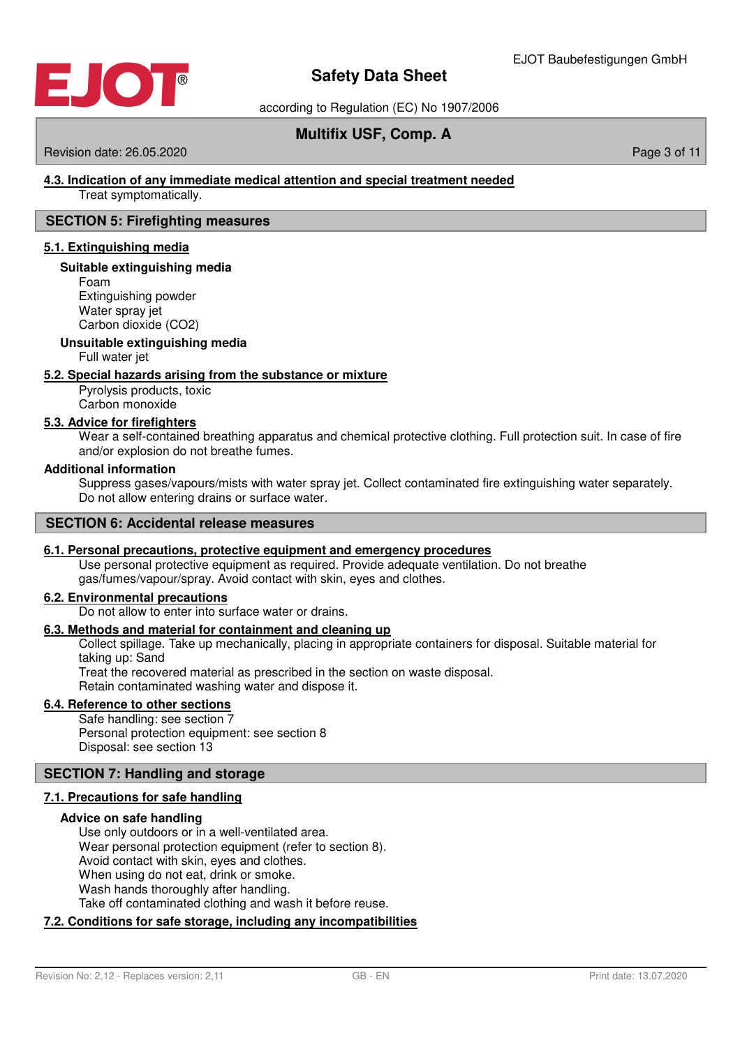### 4.3. Indication of any immediate medical attention and special treatment needed

Treat symptomatically.

## SECTION 5: Firefighting measures

### 5.1. Extinguishing media

**Suitable extinguishing media**

Foam
Extinguishing powder
Water spray jet
Carbon dioxide ($CO_2$)

**Unsuitable extinguishing media**

Full water jet

### 5.2. Special hazards arising from the substance or mixture

Pyrolysis products, toxic
Carbon monoxide

### 5.3. Advice for firefighters

Wear a self-contained breathing apparatus and chemical protective clothing. Full protection suit. In case of fire and/or explosion do not breathe fumes.

**Additional information**

Suppress gases/vapours/mists with water spray jet. Collect contaminated fire extinguishing water separately. Do not allow entering drains or surface water.

## SECTION 6: Accidental release measures

### 6.1. Personal precautions, protective equipment and emergency procedures

Use personal protective equipment as required. Provide adequate ventilation. Do not breathe gas/fumes/vapour/spray. Avoid contact with skin, eyes and clothes.

### 6.2. Environmental precautions

Do not allow to enter into surface water or drains.

### 6.3. Methods and material for containment and cleaning up

Collect spillage. Take up mechanically, placing in appropriate containers for disposal. Suitable material for taking up: Sand
Treat the recovered material as prescribed in the section on waste disposal.
Retain contaminated washing water and dispose it.

### 6.4. Reference to other sections

Safe handling: see section 7
Personal protection equipment: see section 8
Disposal: see section 13

## SECTION 7: Handling and storage

### 7.1. Precautions for safe handling

**Advice on safe handling**

Use only outdoors or in a well-ventilated area.
Wear personal protection equipment (refer to section 8).
Avoid contact with skin, eyes and clothes.
When using do not eat, drink or smoke.
Wash hands thoroughly after handling.
Take off contaminated clothing and wash it before reuse.

### 7.2. Conditions for safe storage, including any incompatibilities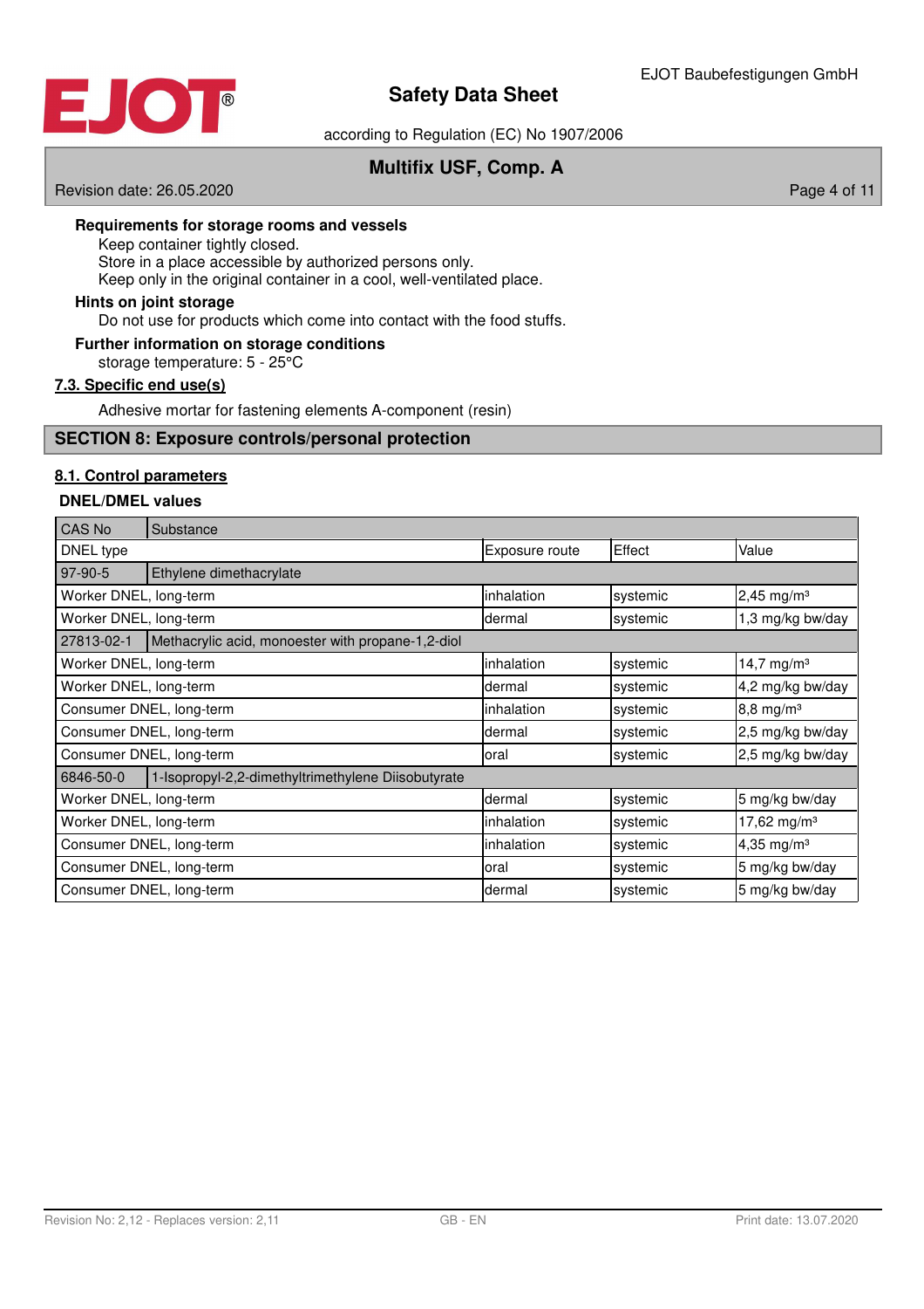**Requirements for storage rooms and vessels**

Keep container tightly closed.
Store in a place accessible by authorized persons only.
Keep only in the original container in a cool, well-ventilated place.

**Hints on joint storage**

Do not use for products which come into contact with the food stuffs.

**Further information on storage conditions**

storage temperature: 5 - 25°C

### 7.3. Specific end use(s)

Adhesive mortar for fastening elements A-component (resin)

## SECTION 8: Exposure controls/personal protection

### 8.1. Control parameters

**DNEL/DMEL values**

| CAS No | Substance | | | |
|---|---|---|---|---|
| DNEL type | | Exposure route | Effect | Value |
| 97-90-5 | Ethylene dimethacrylate | | | |
| Worker DNEL, long-term | | inhalation | systemic | 2,45 mg/m³ |
| Worker DNEL, long-term | | dermal | systemic | 1,3 mg/kg bw/day |
| 27813-02-1 | Methacrylic acid, monoester with propane-1,2-diol | | | |
| Worker DNEL, long-term | | inhalation | systemic | 14,7 mg/m³ |
| Worker DNEL, long-term | | dermal | systemic | 4,2 mg/kg bw/day |
| Consumer DNEL, long-term | | inhalation | systemic | 8,8 mg/m³ |
| Consumer DNEL, long-term | | dermal | systemic | 2,5 mg/kg bw/day |
| Consumer DNEL, long-term | | oral | systemic | 2,5 mg/kg bw/day |
| 6846-50-0 | 1-Isopropyl-2,2-dimethyltrimethylene Diisobutyrate | | | |
| Worker DNEL, long-term | | dermal | systemic | 5 mg/kg bw/day |
| Worker DNEL, long-term | | inhalation | systemic | 17,62 mg/m³ |
| Consumer DNEL, long-term | | inhalation | systemic | 4,35 mg/m³ |
| Consumer DNEL, long-term | | oral | systemic | 5 mg/kg bw/day |
| Consumer DNEL, long-term | | dermal | systemic | 5 mg/kg bw/day |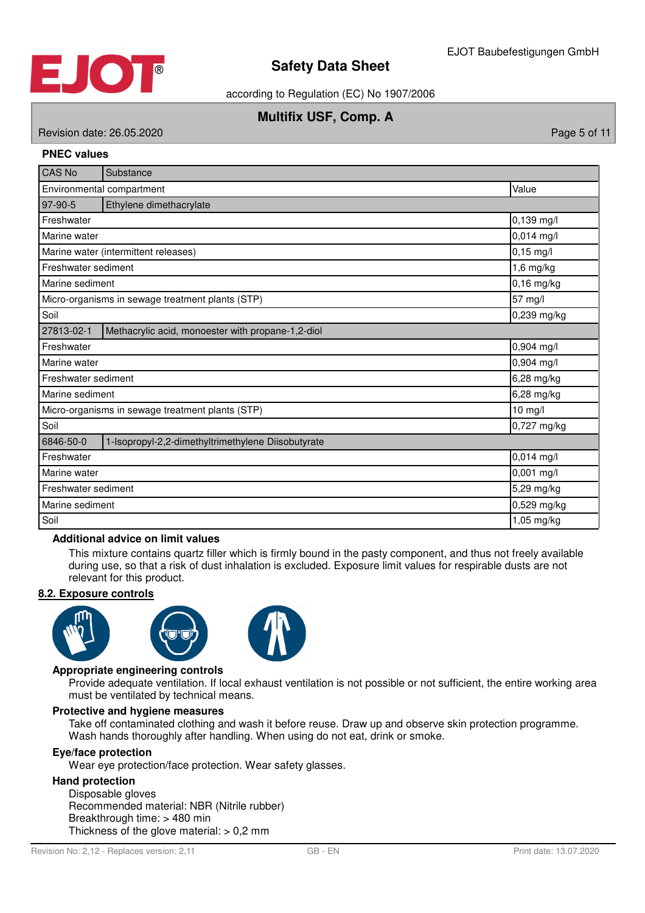**PNEC values**

| CAS No | Substance | |
|---|---|---|
| Environmental compartment | | Value |
| 97-90-5 | Ethylene dimethacrylate | |
| Freshwater | | 0,139 mg/l |
| Marine water | | 0,014 mg/l |
| Marine water (intermittent releases) | | 0,15 mg/l |
| Freshwater sediment | | 1,6 mg/kg |
| Marine sediment | | 0,16 mg/kg |
| Micro-organisms in sewage treatment plants (STP) | | 57 mg/l |
| Soil | | 0,239 mg/kg |
| 27813-02-1 | Methacrylic acid, monoester with propane-1,2-diol | |
| Freshwater | | 0,904 mg/l |
| Marine water | | 0,904 mg/l |
| Freshwater sediment | | 6,28 mg/kg |
| Marine sediment | | 6,28 mg/kg |
| Micro-organisms in sewage treatment plants (STP) | | 10 mg/l |
| Soil | | 0,727 mg/kg |
| 6846-50-0 | 1-Isopropyl-2,2-dimethyltrimethylene Diisobutyrate | |
| Freshwater | | 0,014 mg/l |
| Marine water | | 0,001 mg/l |
| Freshwater sediment | | 5,29 mg/kg |
| Marine sediment | | 0,529 mg/kg |
| Soil | | 1,05 mg/kg |

**Additional advice on limit values**

This mixture contains quartz filler which is firmly bound in the pasty component, and thus not freely available during use, so that a risk of dust inhalation is excluded. Exposure limit values for respirable dusts are not relevant for this product.

## 8.2. Exposure controls

**Appropriate engineering controls**

Provide adequate ventilation. If local exhaust ventilation is not possible or not sufficient, the entire working area must be ventilated by technical means.

**Protective and hygiene measures**

Take off contaminated clothing and wash it before reuse. Draw up and observe skin protection programme. Wash hands thoroughly after handling. When using do not eat, drink or smoke.

**Eye/face protection**

Wear eye protection/face protection. Wear safety glasses.

**Hand protection**

Disposable gloves
Recommended material: NBR (Nitrile rubber)
Breakthrough time: > 480 min
Thickness of the glove material: > 0,2 mm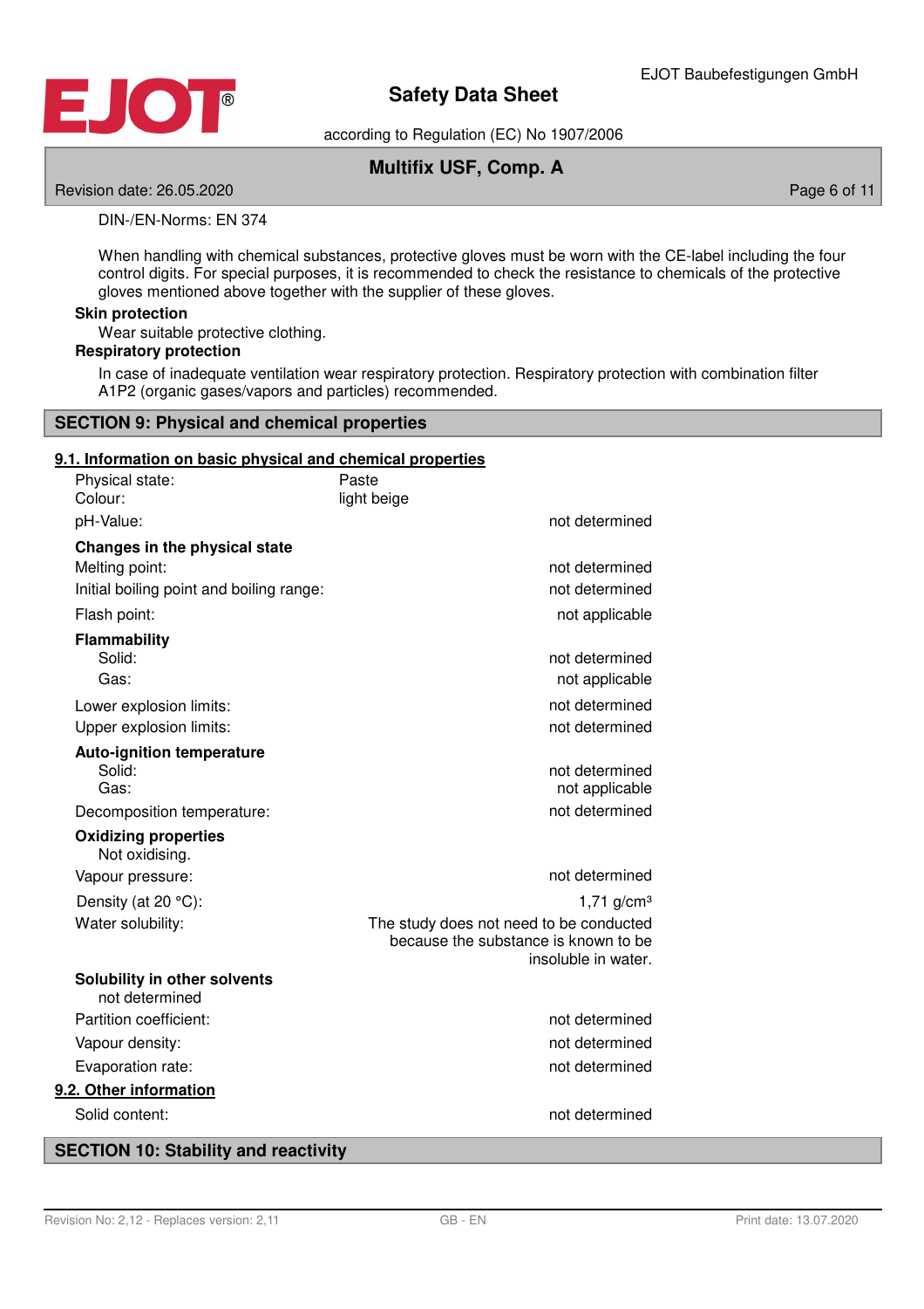DIN-/EN-Norms: EN 374

When handling with chemical substances, protective gloves must be worn with the CE-label including the four control digits. For special purposes, it is recommended to check the resistance to chemicals of the protective gloves mentioned above together with the supplier of these gloves.

**Skin protection**

Wear suitable protective clothing.

**Respiratory protection**

In case of inadequate ventilation wear respiratory protection. Respiratory protection with combination filter A1P2 (organic gases/vapors and particles) recommended.

## SECTION 9: Physical and chemical properties

### 9.1. Information on basic physical and chemical properties

| | | |
|---|---|---|
| Physical state: | Paste | |
| Colour: | light beige | |
| pH-Value: | | not determined |
| **Changes in the physical state** | | |
| Melting point: | | not determined |
| Initial boiling point and boiling range: | | not determined |
| Flash point: | | not applicable |
| **Flammability** | | |
| Solid: | | not determined |
| Gas: | | not applicable |
| Lower explosion limits: | | not determined |
| Upper explosion limits: | | not determined |
| **Auto-ignition temperature** | | |
| Solid: | | not determined |
| Gas: | | not applicable |
| Decomposition temperature: | | not determined |
| **Oxidizing properties** | | |
| Not oxidising. | | |
| Vapour pressure: | | not determined |
| Density (at 20 °C): | | 1,71 g/cm³ |
| Water solubility: | | The study does not need to be conducted because the substance is known to be insoluble in water. |
| **Solubility in other solvents** | | |
| not determined | | |
| Partition coefficient: | | not determined |
| Vapour density: | | not determined |
| Evaporation rate: | | not determined |

### 9.2. Other information

| | |
|---|---|
| Solid content: | not determined |

## SECTION 10: Stability and reactivity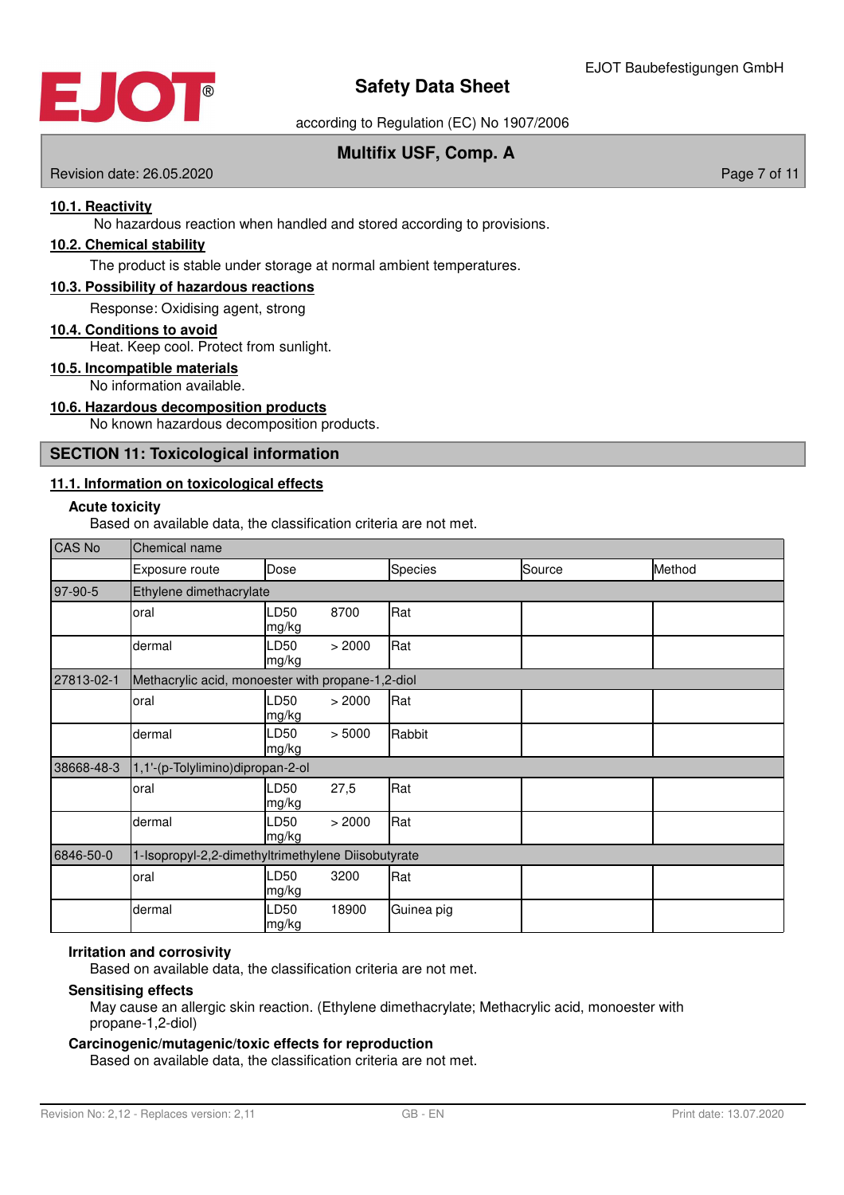### 10.1. Reactivity

No hazardous reaction when handled and stored according to provisions.

### 10.2. Chemical stability

The product is stable under storage at normal ambient temperatures.

### 10.3. Possibility of hazardous reactions

Response: Oxidising agent, strong

### 10.4. Conditions to avoid

Heat. Keep cool. Protect from sunlight.

### 10.5. Incompatible materials

No information available.

### 10.6. Hazardous decomposition products

No known hazardous decomposition products.

## SECTION 11: Toxicological information

### 11.1. Information on toxicological effects

**Acute toxicity**

Based on available data, the classification criteria are not met.

| CAS No | Chemical name | | | | |
|---|---|---|---|---|---|
| | Exposure route | Dose | Species | Source | Method |
| 97-90-5 | Ethylene dimethacrylate | | | | |
| | oral | LD50 8700 mg/kg | Rat | | |
| | dermal | LD50 > 2000 mg/kg | Rat | | |
| 27813-02-1 | Methacrylic acid, monoester with propane-1,2-diol | | | | |
| | oral | LD50 > 2000 mg/kg | Rat | | |
| | dermal | LD50 > 5000 mg/kg | Rabbit | | |
| 38668-48-3 | 1,1'-(p-Tolylimino)dipropan-2-ol | | | | |
| | oral | LD50 27,5 mg/kg | Rat | | |
| | dermal | LD50 > 2000 mg/kg | Rat | | |
| 6846-50-0 | 1-Isopropyl-2,2-dimethyltrimethylene Diisobutyrate | | | | |
| | oral | LD50 3200 mg/kg | Rat | | |
| | dermal | LD50 18900 mg/kg | Guinea pig | | |

**Irritation and corrosivity**

Based on available data, the classification criteria are not met.

**Sensitising effects**

May cause an allergic skin reaction. (Ethylene dimethacrylate; Methacrylic acid, monoester with propane-1,2-diol)

**Carcinogenic/mutagenic/toxic effects for reproduction**

Based on available data, the classification criteria are not met.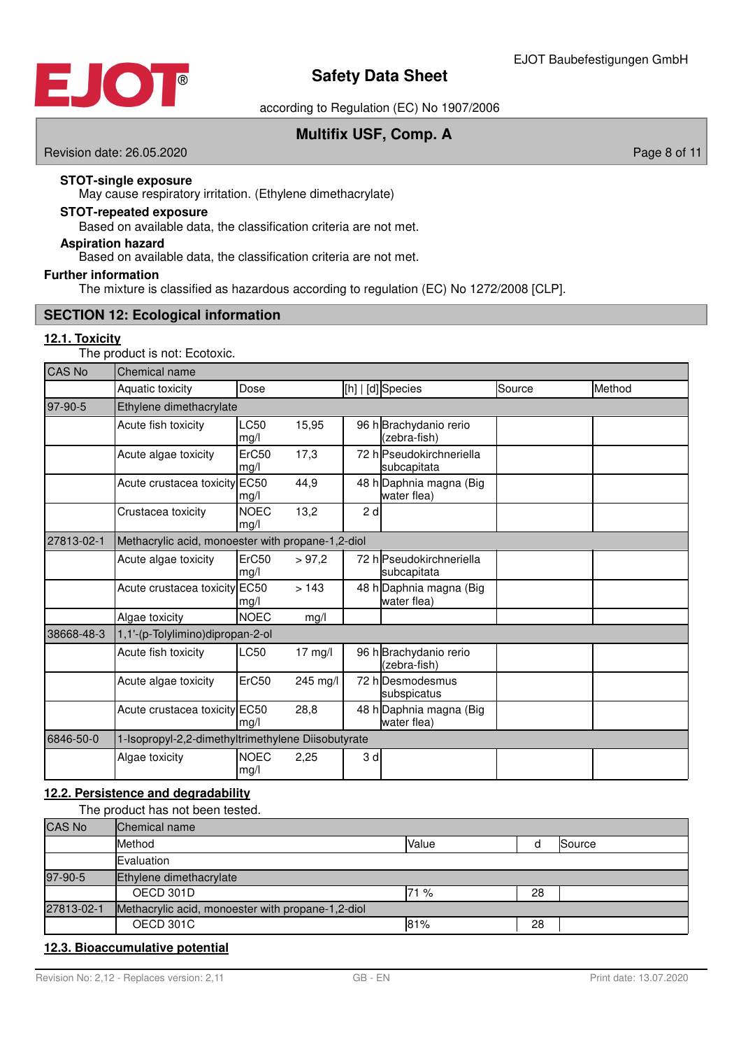**STOT-single exposure**

May cause respiratory irritation. (Ethylene dimethacrylate)

**STOT-repeated exposure**

Based on available data, the classification criteria are not met.

**Aspiration hazard**

Based on available data, the classification criteria are not met.

**Further information**

The mixture is classified as hazardous according to regulation (EC) No 1272/2008 [CLP].

## SECTION 12: Ecological information

### 12.1. Toxicity

The product is not: Ecotoxic.

| CAS No | Chemical name | | | | | | |
|---|---|---|---|---|---|---|---|
| | Aquatic toxicity | Dose | | [h] \| [d] | Species | Source | Method |
| 97-90-5 | Ethylene dimethacrylate | | | | | | |
| | Acute fish toxicity | LC50 mg/l | 15,95 | 96 h | Brachydanio rerio (zebra-fish) | | |
| | Acute algae toxicity | ErC50 mg/l | 17,3 | 72 h | Pseudokirchneriella subcapitata | | |
| | Acute crustacea toxicity | EC50 mg/l | 44,9 | 48 h | Daphnia magna (Big water flea) | | |
| | Crustacea toxicity | NOEC mg/l | 13,2 | 2 d | | | |
| 27813-02-1 | Methacrylic acid, monoester with propane-1,2-diol | | | | | | |
| | Acute algae toxicity | ErC50 mg/l | > 97,2 | 72 h | Pseudokirchneriella subcapitata | | |
| | Acute crustacea toxicity | EC50 mg/l | > 143 | 48 h | Daphnia magna (Big water flea) | | |
| | Algae toxicity | NOEC | mg/l | | | | |
| 38668-48-3 | 1,1'-(p-Tolylimino)dipropan-2-ol | | | | | | |
| | Acute fish toxicity | LC50 | 17 mg/l | 96 h | Brachydanio rerio (zebra-fish) | | |
| | Acute algae toxicity | ErC50 | 245 mg/l | 72 h | Desmodesmus subspicatus | | |
| | Acute crustacea toxicity | EC50 mg/l | 28,8 | 48 h | Daphnia magna (Big water flea) | | |
| 6846-50-0 | 1-Isopropyl-2,2-dimethyltrimethylene Diisobutyrate | | | | | | |
| | Algae toxicity | NOEC mg/l | 2,25 | 3 d | | | |

### 12.2. Persistence and degradability

The product has not been tested.

| CAS No | Chemical name | | | |
|---|---|---|---|---|
| | Method | Value | d | Source |
| | Evaluation | | | |
| 97-90-5 | Ethylene dimethacrylate | | | |
| | OECD 301D | 71 % | 28 | |
| 27813-02-1 | Methacrylic acid, monoester with propane-1,2-diol | | | |
| | OECD 301C | 81% | 28 | |

### 12.3. Bioaccumulative potential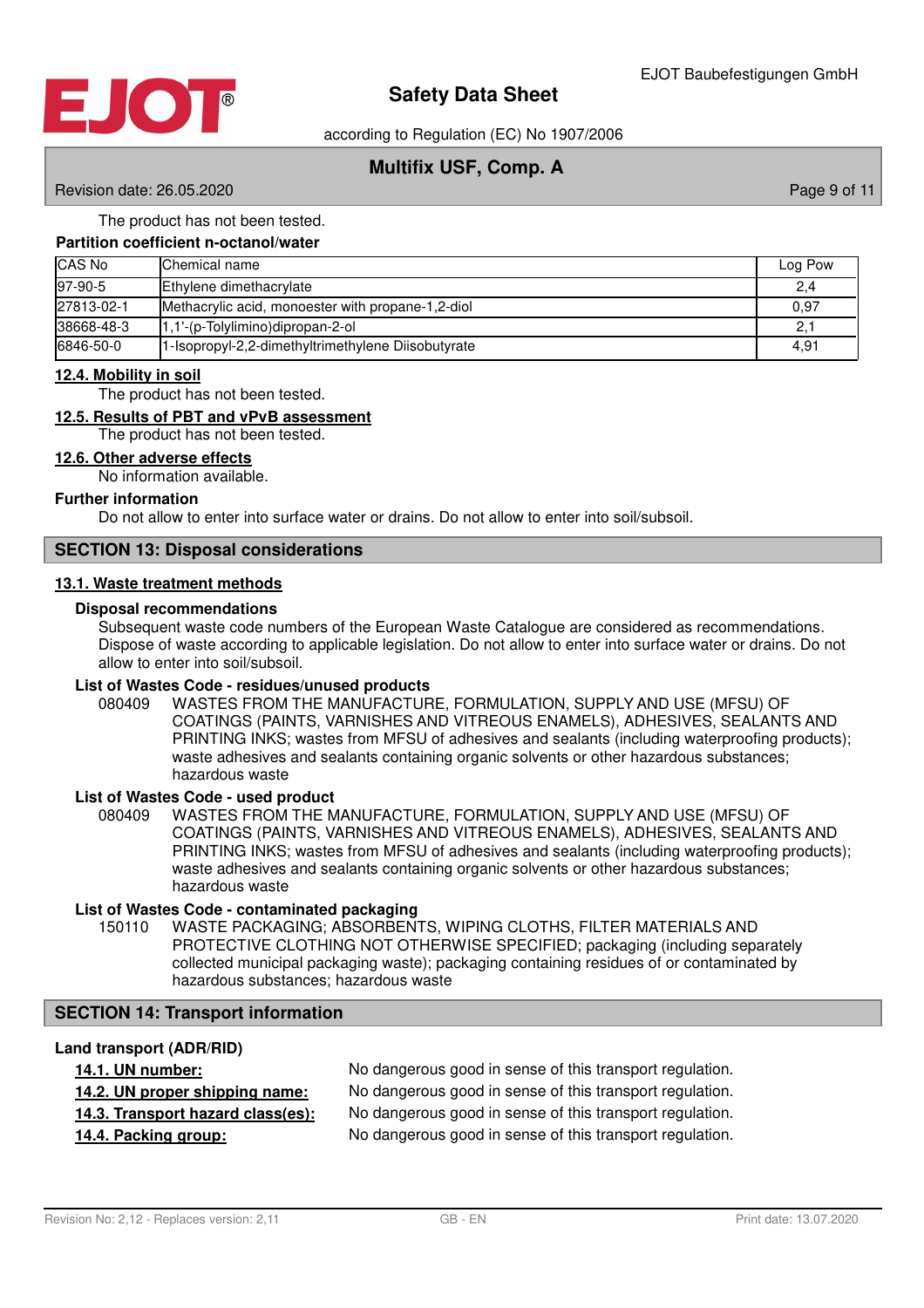The product has not been tested.

**Partition coefficient n-octanol/water**

| CAS No | Chemical name | Log Pow |
|---|---|---|
| 97-90-5 | Ethylene dimethacrylate | 2,4 |
| 27813-02-1 | Methacrylic acid, monoester with propane-1,2-diol | 0,97 |
| 38668-48-3 | 1,1'-(p-Tolylimino)dipropan-2-ol | 2,1 |
| 6846-50-0 | 1-Isopropyl-2,2-dimethyltrimethylene Diisobutyrate | 4,91 |

### 12.4. Mobility in soil

The product has not been tested.

### 12.5. Results of PBT and vPvB assessment

The product has not been tested.

### 12.6. Other adverse effects

No information available.

**Further information**

Do not allow to enter into surface water or drains. Do not allow to enter into soil/subsoil.

## SECTION 13: Disposal considerations

### 13.1. Waste treatment methods

**Disposal recommendations**

Subsequent waste code numbers of the European Waste Catalogue are considered as recommendations. Dispose of waste according to applicable legislation. Do not allow to enter into surface water or drains. Do not allow to enter into soil/subsoil.

**List of Wastes Code - residues/unused products**

080409 WASTES FROM THE MANUFACTURE, FORMULATION, SUPPLY AND USE (MFSU) OF COATINGS (PAINTS, VARNISHES AND VITREOUS ENAMELS), ADHESIVES, SEALANTS AND PRINTING INKS; wastes from MFSU of adhesives and sealants (including waterproofing products); waste adhesives and sealants containing organic solvents or other hazardous substances; hazardous waste

**List of Wastes Code - used product**

080409 WASTES FROM THE MANUFACTURE, FORMULATION, SUPPLY AND USE (MFSU) OF COATINGS (PAINTS, VARNISHES AND VITREOUS ENAMELS), ADHESIVES, SEALANTS AND PRINTING INKS; wastes from MFSU of adhesives and sealants (including waterproofing products); waste adhesives and sealants containing organic solvents or other hazardous substances; hazardous waste

**List of Wastes Code - contaminated packaging**

150110 WASTE PACKAGING; ABSORBENTS, WIPING CLOTHS, FILTER MATERIALS AND PROTECTIVE CLOTHING NOT OTHERWISE SPECIFIED; packaging (including separately collected municipal packaging waste); packaging containing residues of or contaminated by hazardous substances; hazardous waste

## SECTION 14: Transport information

**Land transport (ADR/RID)**

**14.1. UN number:** No dangerous good in sense of this transport regulation.

**14.2. UN proper shipping name:** No dangerous good in sense of this transport regulation.

**14.3. Transport hazard class(es):** No dangerous good in sense of this transport regulation.

**14.4. Packing group:** No dangerous good in sense of this transport regulation.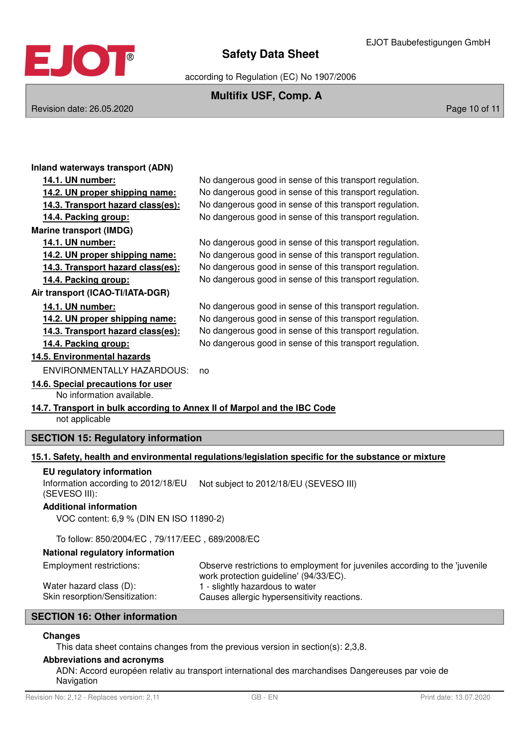**Inland waterways transport (ADN)**

| | |
|---|---|
| **14.1. UN number:** | No dangerous good in sense of this transport regulation. |
| **14.2. UN proper shipping name:** | No dangerous good in sense of this transport regulation. |
| **14.3. Transport hazard class(es):** | No dangerous good in sense of this transport regulation. |
| **14.4. Packing group:** | No dangerous good in sense of this transport regulation. |

**Marine transport (IMDG)**

| | |
|---|---|
| **14.1. UN number:** | No dangerous good in sense of this transport regulation. |
| **14.2. UN proper shipping name:** | No dangerous good in sense of this transport regulation. |
| **14.3. Transport hazard class(es):** | No dangerous good in sense of this transport regulation. |
| **14.4. Packing group:** | No dangerous good in sense of this transport regulation. |

**Air transport (ICAO-TI/IATA-DGR)**

| | |
|---|---|
| **14.1. UN number:** | No dangerous good in sense of this transport regulation. |
| **14.2. UN proper shipping name:** | No dangerous good in sense of this transport regulation. |
| **14.3. Transport hazard class(es):** | No dangerous good in sense of this transport regulation. |
| **14.4. Packing group:** | No dangerous good in sense of this transport regulation. |

**14.5. Environmental hazards**

ENVIRONMENTALLY HAZARDOUS: no

**14.6. Special precautions for user**

No information available.

**14.7. Transport in bulk according to Annex II of Marpol and the IBC Code**

not applicable

## SECTION 15: Regulatory information

**15.1. Safety, health and environmental regulations/legislation specific for the substance or mixture**

**EU regulatory information**

Information according to 2012/18/EU (SEVESO III): Not subject to 2012/18/EU (SEVESO III)

**Additional information**

VOC content: 6,9 % (DIN EN ISO 11890-2)

To follow: 850/2004/EC , 79/117/EEC , 689/2008/EC

**National regulatory information**

| | |
|---|---|
| Employment restrictions: | Observe restrictions to employment for juveniles according to the 'juvenile work protection guideline' (94/33/EC). |
| Water hazard class (D): | 1 - slightly hazardous to water |
| Skin resorption/Sensitization: | Causes allergic hypersensitivity reactions. |

## SECTION 16: Other information

**Changes**

This data sheet contains changes from the previous version in section(s): 2,3,8.

**Abbreviations and acronyms**

ADN: Accord européen relativ au transport international des marchandises Dangereuses par voie de Navigation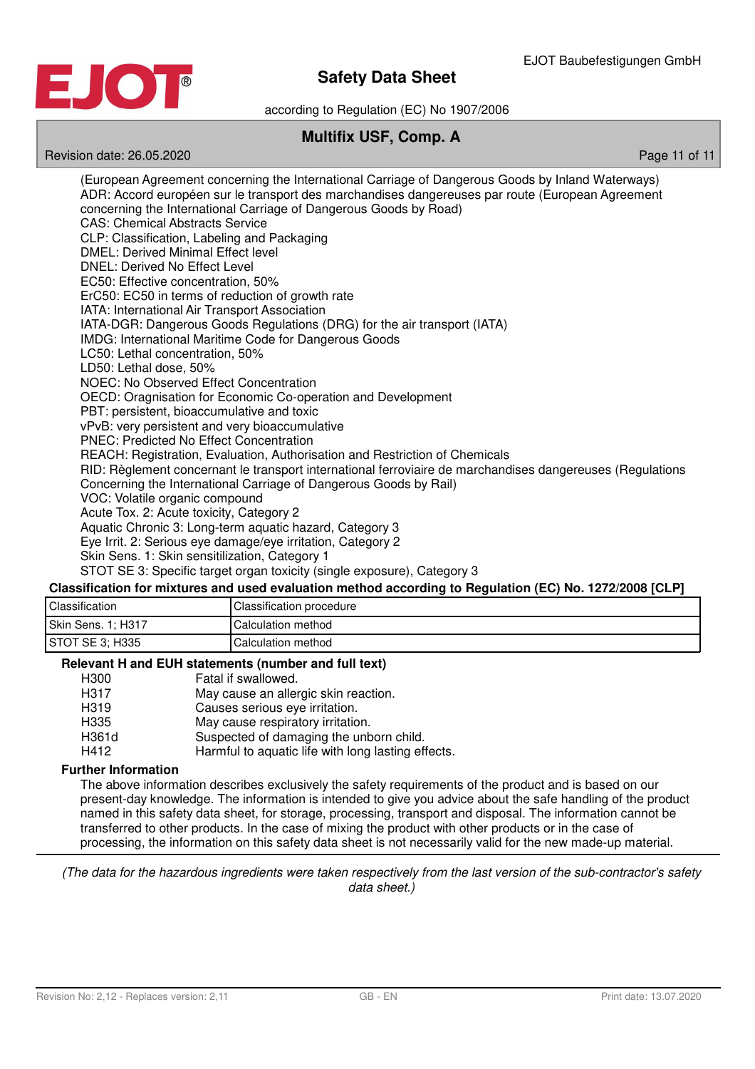(European Agreement concerning the International Carriage of Dangerous Goods by Inland Waterways)
ADR: Accord européen sur le transport des marchandises dangereuses par route (European Agreement concerning the International Carriage of Dangerous Goods by Road)
CAS: Chemical Abstracts Service
CLP: Classification, Labeling and Packaging
DMEL: Derived Minimal Effect level
DNEL: Derived No Effect Level
EC50: Effective concentration, 50%
ErC50: EC50 in terms of reduction of growth rate
IATA: International Air Transport Association
IATA-DGR: Dangerous Goods Regulations (DRG) for the air transport (IATA)
IMDG: International Maritime Code for Dangerous Goods
LC50: Lethal concentration, 50%
LD50: Lethal dose, 50%
NOEC: No Observed Effect Concentration
OECD: Oragnisation for Economic Co-operation and Development
PBT: persistent, bioaccumulative and toxic
vPvB: very persistent and very bioaccumulative
PNEC: Predicted No Effect Concentration
REACH: Registration, Evaluation, Authorisation and Restriction of Chemicals
RID: Règlement concernant le transport international ferroviaire de marchandises dangereuses (Regulations Concerning the International Carriage of Dangerous Goods by Rail)
VOC: Volatile organic compound
Acute Tox. 2: Acute toxicity, Category 2
Aquatic Chronic 3: Long-term aquatic hazard, Category 3
Eye Irrit. 2: Serious eye damage/eye irritation, Category 2
Skin Sens. 1: Skin sensitilization, Category 1
STOT SE 3: Specific target organ toxicity (single exposure), Category 3

**Classification for mixtures and used evaluation method according to Regulation (EC) No. 1272/2008 [CLP]**

| Classification | Classification procedure |
|---|---|
| Skin Sens. 1; H317 | Calculation method |
| STOT SE 3; H335 | Calculation method |

**Relevant H and EUH statements (number and full text)**

| | |
|---|---|
| H300 | Fatal if swallowed. |
| H317 | May cause an allergic skin reaction. |
| H319 | Causes serious eye irritation. |
| H335 | May cause respiratory irritation. |
| H361d | Suspected of damaging the unborn child. |
| H412 | Harmful to aquatic life with long lasting effects. |

**Further Information**

The above information describes exclusively the safety requirements of the product and is based on our present-day knowledge. The information is intended to give you advice about the safe handling of the product named in this safety data sheet, for storage, processing, transport and disposal. The information cannot be transferred to other products. In the case of mixing the product with other products or in the case of processing, the information on this safety data sheet is not necessarily valid for the new made-up material.

---

*(The data for the hazardous ingredients were taken respectively from the last version of the sub-contractor's safety data sheet.)*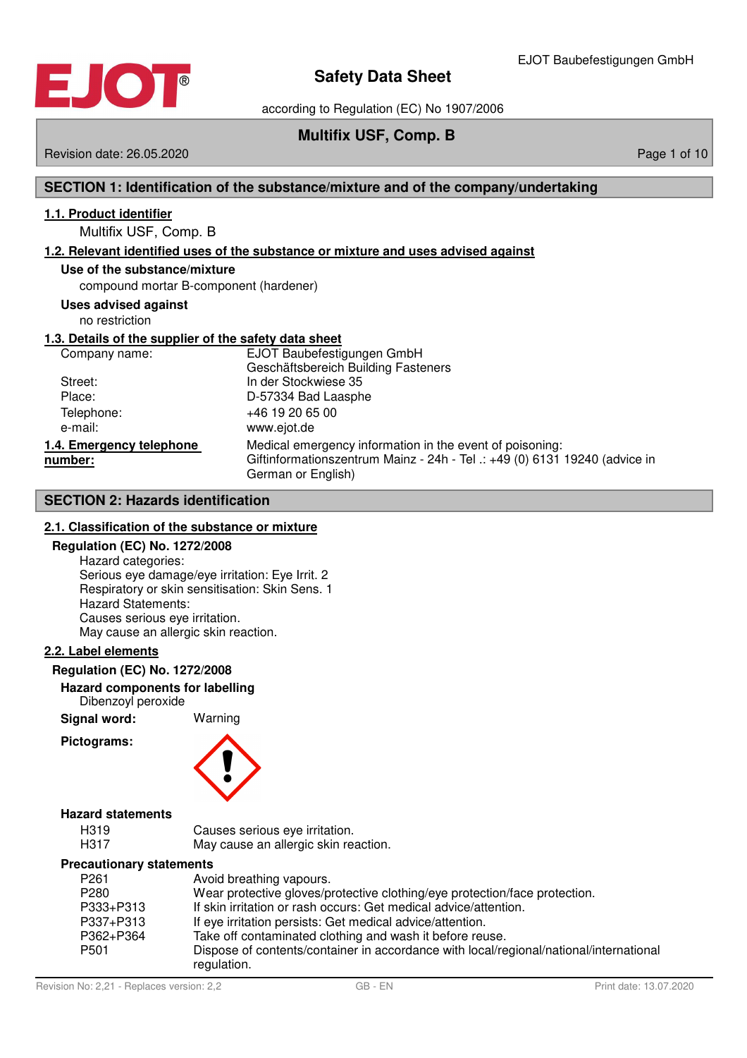# Safety Data Sheet

according to Regulation (EC) No 1907/2006

## Multifix USF, Comp. B

Revision date: 26.05.2020

## SECTION 1: Identification of the substance/mixture and of the company/undertaking

### 1.1. Product identifier

Multifix USF, Comp. B

### 1.2. Relevant identified uses of the substance or mixture and uses advised against

**Use of the substance/mixture**

compound mortar B-component (hardener)

**Uses advised against**

no restriction

### 1.3. Details of the supplier of the safety data sheet

| | |
|---|---|
| Company name: | EJOT Baubefestigungen GmbH<br>Geschäftsbereich Building Fasteners |
| Street: | In der Stockwiese 35 |
| Place: | D-57334 Bad Laasphe |
| Telephone: | +46 19 20 65 00 |
| e-mail: | www.ejot.de |

### 1.4. Emergency telephone number:

Medical emergency information in the event of poisoning:
Giftinformationszentrum Mainz - 24h - Tel .: +49 (0) 6131 19240 (advice in German or English)

## SECTION 2: Hazards identification

### 2.1. Classification of the substance or mixture

**Regulation (EC) No. 1272/2008**

Hazard categories:
Serious eye damage/eye irritation: Eye Irrit. 2
Respiratory or skin sensitisation: Skin Sens. 1
Hazard Statements:
Causes serious eye irritation.
May cause an allergic skin reaction.

### 2.2. Label elements

**Regulation (EC) No. 1272/2008**

**Hazard components for labelling**

Dibenzoyl peroxide

**Signal word:** Warning

**Pictograms:**

**Hazard statements**

| | |
|---|---|
| H319 | Causes serious eye irritation. |
| H317 | May cause an allergic skin reaction. |

**Precautionary statements**

| | |
|---|---|
| P261 | Avoid breathing vapours. |
| P280 | Wear protective gloves/protective clothing/eye protection/face protection. |
| P333+P313 | If skin irritation or rash occurs: Get medical advice/attention. |
| P337+P313 | If eye irritation persists: Get medical advice/attention. |
| P362+P364 | Take off contaminated clothing and wash it before reuse. |
| P501 | Dispose of contents/container in accordance with local/regional/national/international regulation. |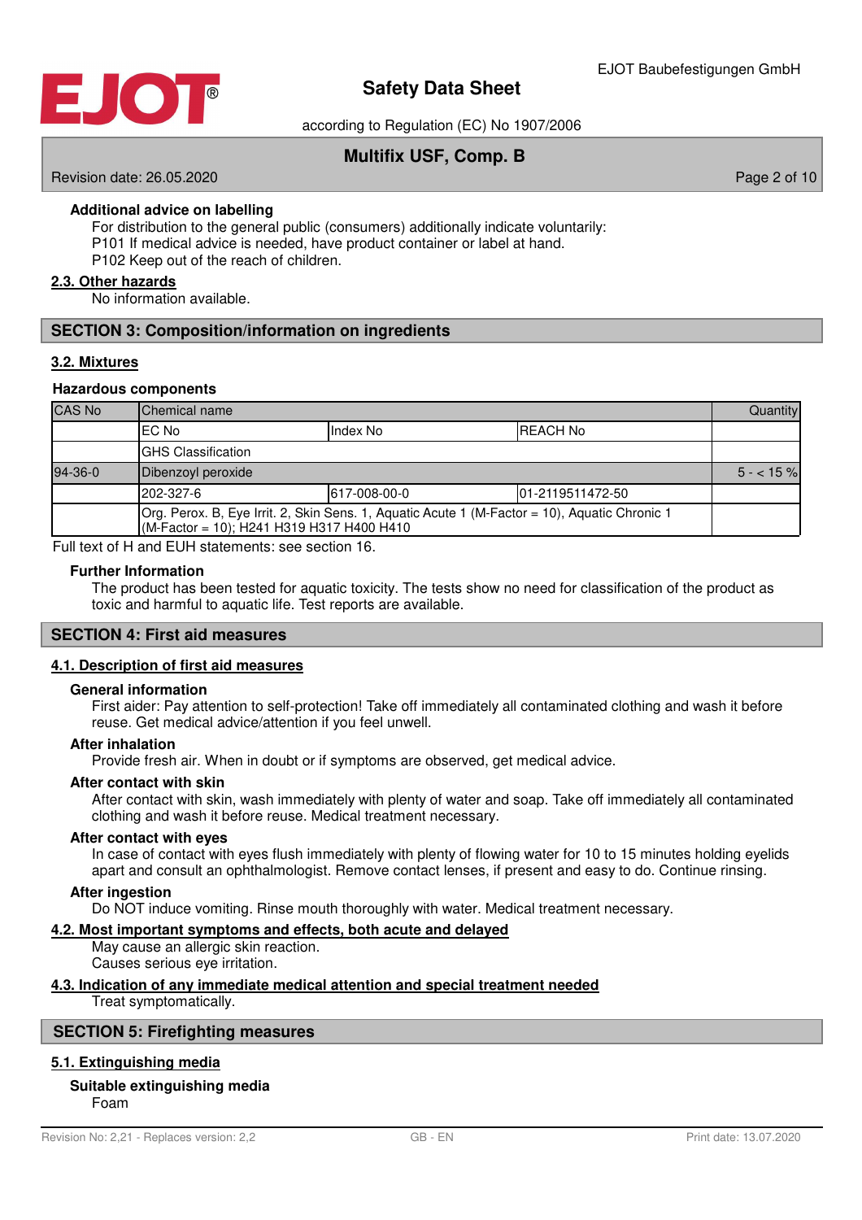**Additional advice on labelling**

For distribution to the general public (consumers) additionally indicate voluntarily:
P101 If medical advice is needed, have product container or label at hand.
P102 Keep out of the reach of children.

### 2.3. Other hazards

No information available.

## SECTION 3: Composition/information on ingredients

### 3.2. Mixtures

**Hazardous components**

| CAS No | Chemical name | | | Quantity |
|---|---|---|---|---|
| | EC No | Index No | REACH No | |
| | GHS Classification | | | |
| 94-36-0 | Dibenzoyl peroxide | | | 5 - < 15 % |
| | 202-327-6 | 617-008-00-0 | 01-2119511472-50 | |
| | Org. Perox. B, Eye Irrit. 2, Skin Sens. 1, Aquatic Acute 1 (M-Factor = 10), Aquatic Chronic 1 (M-Factor = 10); H241 H319 H317 H400 H410 | | | |

Full text of H and EUH statements: see section 16.

**Further Information**

The product has been tested for aquatic toxicity. The tests show no need for classification of the product as toxic and harmful to aquatic life. Test reports are available.

## SECTION 4: First aid measures

### 4.1. Description of first aid measures

**General information**

First aider: Pay attention to self-protection! Take off immediately all contaminated clothing and wash it before reuse. Get medical advice/attention if you feel unwell.

**After inhalation**

Provide fresh air. When in doubt or if symptoms are observed, get medical advice.

**After contact with skin**

After contact with skin, wash immediately with plenty of water and soap. Take off immediately all contaminated clothing and wash it before reuse. Medical treatment necessary.

**After contact with eyes**

In case of contact with eyes flush immediately with plenty of flowing water for 10 to 15 minutes holding eyelids apart and consult an ophthalmologist. Remove contact lenses, if present and easy to do. Continue rinsing.

**After ingestion**

Do NOT induce vomiting. Rinse mouth thoroughly with water. Medical treatment necessary.

### 4.2. Most important symptoms and effects, both acute and delayed

May cause an allergic skin reaction.
Causes serious eye irritation.

### 4.3. Indication of any immediate medical attention and special treatment needed

Treat symptomatically.

## SECTION 5: Firefighting measures

### 5.1. Extinguishing media

**Suitable extinguishing media**

Foam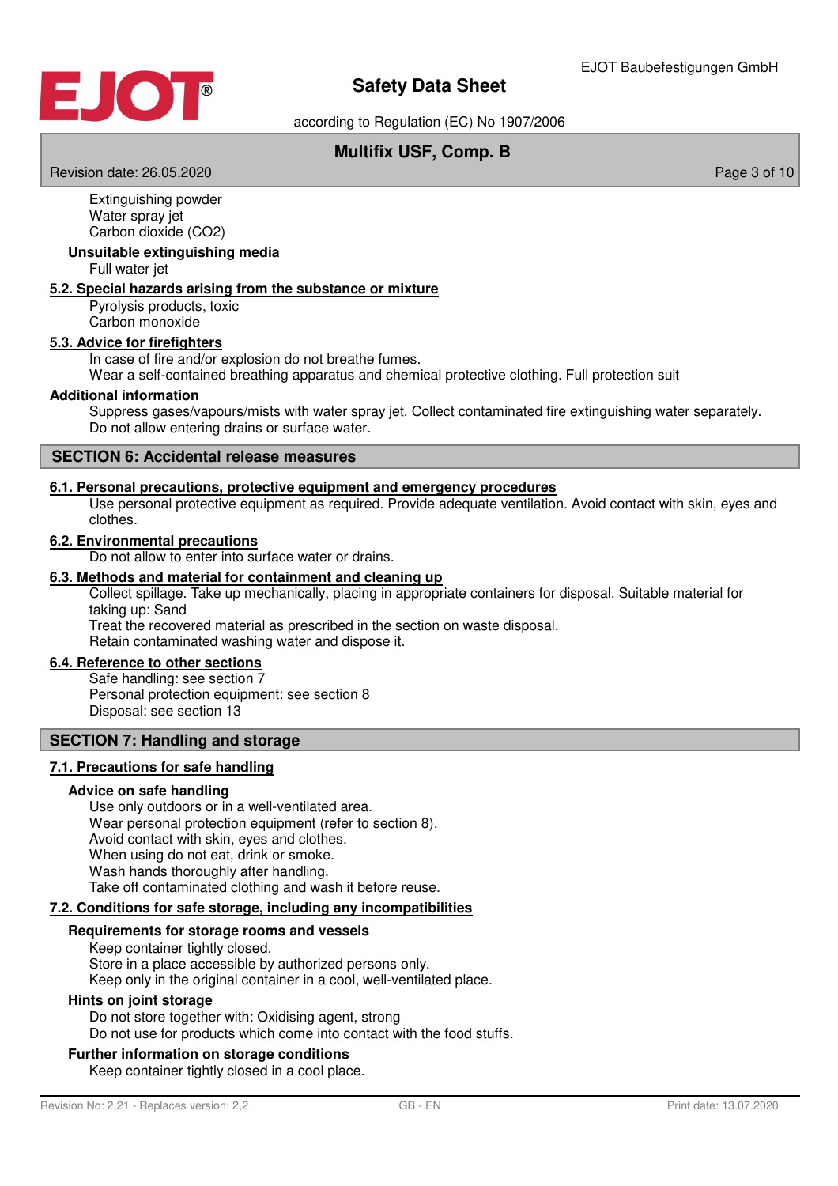Extinguishing powder
Water spray jet
Carbon dioxide ($CO_2$)

**Unsuitable extinguishing media**

Full water jet

### 5.2. Special hazards arising from the substance or mixture

Pyrolysis products, toxic
Carbon monoxide

### 5.3. Advice for firefighters

In case of fire and/or explosion do not breathe fumes.
Wear a self-contained breathing apparatus and chemical protective clothing. Full protection suit

**Additional information**

Suppress gases/vapours/mists with water spray jet. Collect contaminated fire extinguishing water separately.
Do not allow entering drains or surface water.

## SECTION 6: Accidental release measures

### 6.1. Personal precautions, protective equipment and emergency procedures

Use personal protective equipment as required. Provide adequate ventilation. Avoid contact with skin, eyes and clothes.

### 6.2. Environmental precautions

Do not allow to enter into surface water or drains.

### 6.3. Methods and material for containment and cleaning up

Collect spillage. Take up mechanically, placing in appropriate containers for disposal. Suitable material for taking up: Sand
Treat the recovered material as prescribed in the section on waste disposal.
Retain contaminated washing water and dispose it.

### 6.4. Reference to other sections

Safe handling: see section 7
Personal protection equipment: see section 8
Disposal: see section 13

## SECTION 7: Handling and storage

### 7.1. Precautions for safe handling

**Advice on safe handling**

Use only outdoors or in a well-ventilated area.
Wear personal protection equipment (refer to section 8).
Avoid contact with skin, eyes and clothes.
When using do not eat, drink or smoke.
Wash hands thoroughly after handling.
Take off contaminated clothing and wash it before reuse.

### 7.2. Conditions for safe storage, including any incompatibilities

**Requirements for storage rooms and vessels**

Keep container tightly closed.
Store in a place accessible by authorized persons only.
Keep only in the original container in a cool, well-ventilated place.

**Hints on joint storage**

Do not store together with: Oxidising agent, strong
Do not use for products which come into contact with the food stuffs.

**Further information on storage conditions**

Keep container tightly closed in a cool place.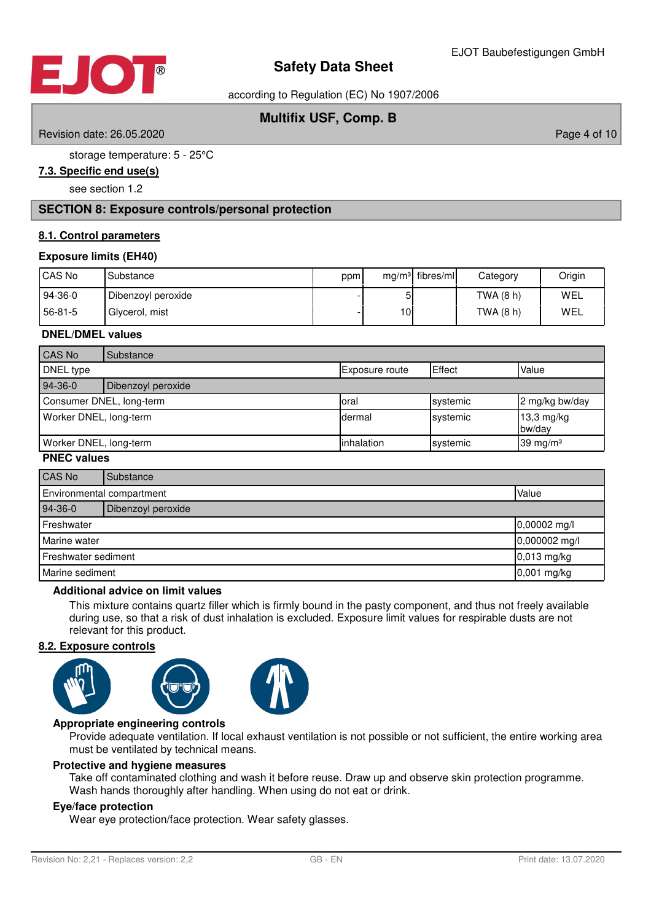storage temperature: 5 - 25°C

### 7.3. Specific end use(s)

see section 1.2

## SECTION 8: Exposure controls/personal protection

### 8.1. Control parameters

**Exposure limits (EH40)**

| CAS No | Substance | ppm | mg/m³ | fibres/ml | Category | Origin |
|---|---|---|---|---|---|---|
| 94-36-0 | Dibenzoyl peroxide | - | 5 | | TWA (8 h) | WEL |
| 56-81-5 | Glycerol, mist | - | 10 | | TWA (8 h) | WEL |

**DNEL/DMEL values**

| CAS No | Substance | | | |
|---|---|---|---|---|
| DNEL type | | Exposure route | Effect | Value |
| 94-36-0 | Dibenzoyl peroxide | | | |
| Consumer DNEL, long-term | | oral | systemic | 2 mg/kg bw/day |
| Worker DNEL, long-term | | dermal | systemic | 13,3 mg/kg bw/day |
| Worker DNEL, long-term | | inhalation | systemic | 39 mg/m³ |

**PNEC values**

| CAS No | Substance | |
|---|---|---|
| Environmental compartment | | Value |
| 94-36-0 | Dibenzoyl peroxide | |
| Freshwater | | 0,00002 mg/l |
| Marine water | | 0,000002 mg/l |
| Freshwater sediment | | 0,013 mg/kg |
| Marine sediment | | 0,001 mg/kg |

**Additional advice on limit values**

This mixture contains quartz filler which is firmly bound in the pasty component, and thus not freely available during use, so that a risk of dust inhalation is excluded. Exposure limit values for respirable dusts are not relevant for this product.

### 8.2. Exposure controls

**Appropriate engineering controls**

Provide adequate ventilation. If local exhaust ventilation is not possible or not sufficient, the entire working area must be ventilated by technical means.

**Protective and hygiene measures**

Take off contaminated clothing and wash it before reuse. Draw up and observe skin protection programme. Wash hands thoroughly after handling. When using do not eat or drink.

**Eye/face protection**

Wear eye protection/face protection. Wear safety glasses.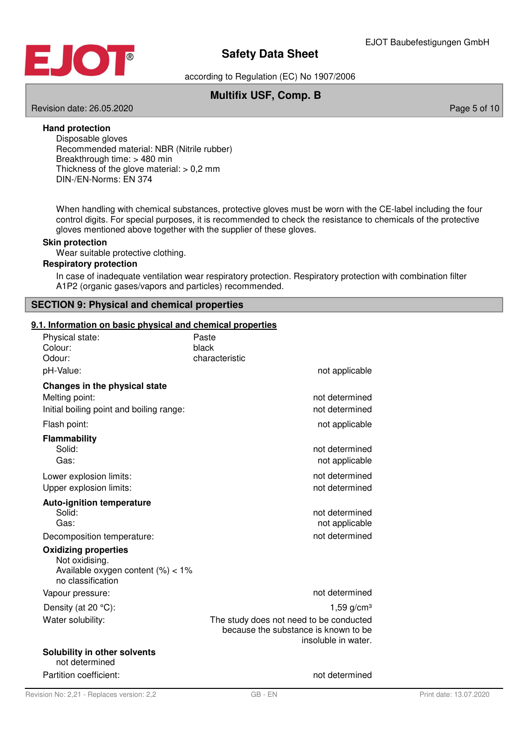**Hand protection**

Disposable gloves
Recommended material: NBR (Nitrile rubber)
Breakthrough time: > 480 min
Thickness of the glove material: > 0,2 mm
DIN-/EN-Norms: EN 374

When handling with chemical substances, protective gloves must be worn with the CE-label including the four control digits. For special purposes, it is recommended to check the resistance to chemicals of the protective gloves mentioned above together with the supplier of these gloves.

**Skin protection**

Wear suitable protective clothing.

**Respiratory protection**

In case of inadequate ventilation wear respiratory protection. Respiratory protection with combination filter A1P2 (organic gases/vapors and particles) recommended.

## SECTION 9: Physical and chemical properties

### 9.1. Information on basic physical and chemical properties

| | |
|---|---|
| Physical state: | Paste |
| Colour: | black |
| Odour: | characteristic |
| pH-Value: | not applicable |

**Changes in the physical state**

| | |
|---|---|
| Melting point: | not determined |
| Initial boiling point and boiling range: | not determined |
| Flash point: | not applicable |

**Flammability**

| | |
|---|---|
| Solid: | not determined |
| Gas: | not applicable |
| Lower explosion limits: | not determined |
| Upper explosion limits: | not determined |

**Auto-ignition temperature**

| | |
|---|---|
| Solid: | not determined |
| Gas: | not applicable |
| Decomposition temperature: | not determined |

**Oxidizing properties**

Not oxidising.
Available oxygen content (%) < 1%
no classification

| | |
|---|---|
| Vapour pressure: | not determined |
| Density (at 20 °C): | 1,59 g/cm³ |
| Water solubility: | The study does not need to be conducted because the substance is known to be insoluble in water. |

**Solubility in other solvents**

not determined

| | |
|---|---|
| Partition coefficient: | not determined |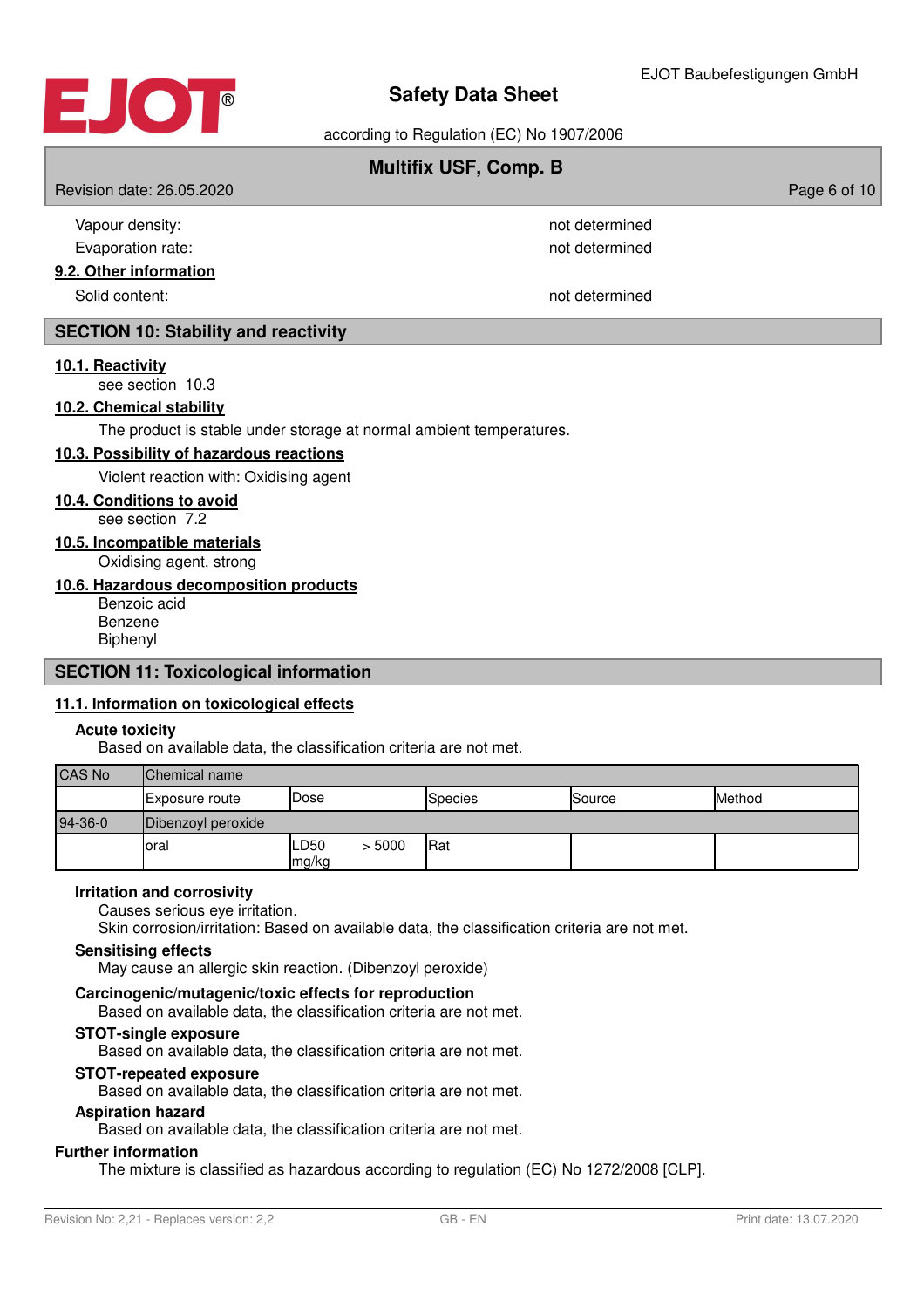Vapour density: not determined

Evaporation rate: not determined

### 9.2. Other information

Solid content: not determined

## SECTION 10: Stability and reactivity

### 10.1. Reactivity

see section 10.3

### 10.2. Chemical stability

The product is stable under storage at normal ambient temperatures.

### 10.3. Possibility of hazardous reactions

Violent reaction with: Oxidising agent

### 10.4. Conditions to avoid

see section 7.2

### 10.5. Incompatible materials

Oxidising agent, strong

### 10.6. Hazardous decomposition products

Benzoic acid
Benzene
Biphenyl

## SECTION 11: Toxicological information

### 11.1. Information on toxicological effects

**Acute toxicity**

Based on available data, the classification criteria are not met.

| CAS No | Chemical name | | | | |
|---|---|---|---|---|---|
| | Exposure route | Dose | Species | Source | Method |
| 94-36-0 | Dibenzoyl peroxide | | | | |
| | oral | LD50 > 5000 mg/kg | Rat | | |

**Irritation and corrosivity**

Causes serious eye irritation.
Skin corrosion/irritation: Based on available data, the classification criteria are not met.

**Sensitising effects**

May cause an allergic skin reaction. (Dibenzoyl peroxide)

**Carcinogenic/mutagenic/toxic effects for reproduction**

Based on available data, the classification criteria are not met.

**STOT-single exposure**

Based on available data, the classification criteria are not met.

**STOT-repeated exposure**

Based on available data, the classification criteria are not met.

**Aspiration hazard**

Based on available data, the classification criteria are not met.

**Further information**

The mixture is classified as hazardous according to regulation (EC) No 1272/2008 [CLP].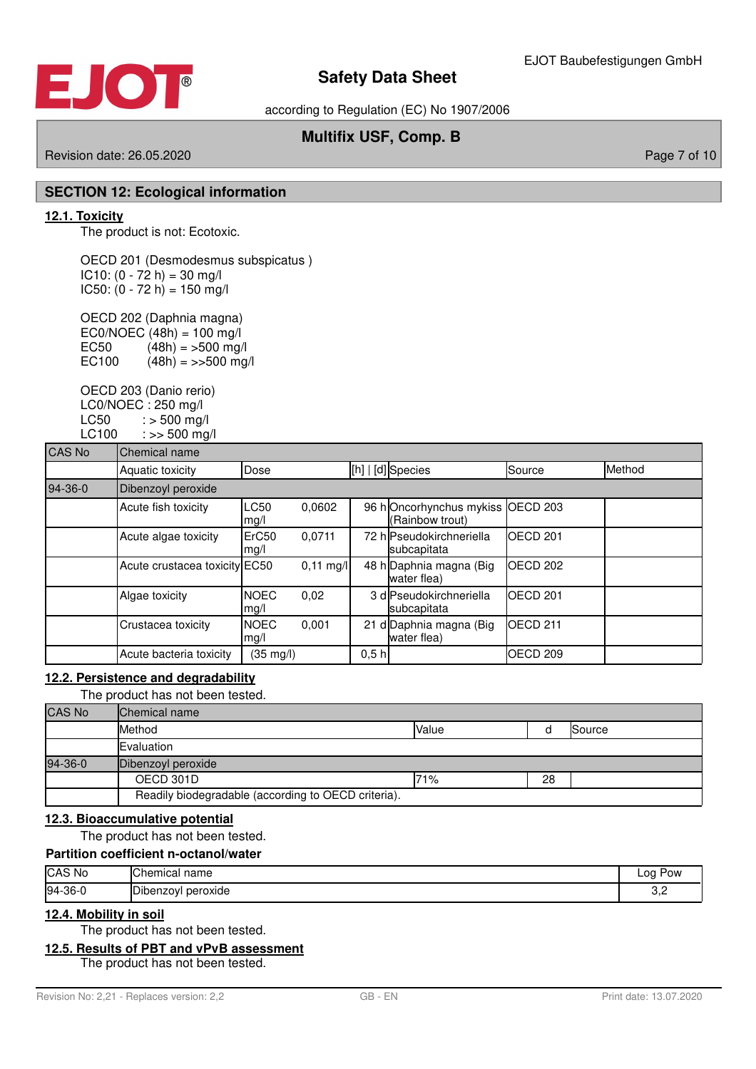## SECTION 12: Ecological information

### 12.1. Toxicity

The product is not: Ecotoxic.

OECD 201 (Desmodesmus subspicatus )
IC10: (0 - 72 h) = 30 mg/l
IC50: (0 - 72 h) = 150 mg/l

OECD 202 (Daphnia magna)
EC0/NOEC (48h) = 100 mg/l
EC50 (48h) = >500 mg/l
EC100 (48h) = >>500 mg/l

OECD 203 (Danio rerio)
LC0/NOEC : 250 mg/l
LC50 : > 500 mg/l
LC100 : >> 500 mg/l

| CAS No | Chemical name | | | | | | |
|---|---|---|---|---|---|---|---|
| | Aquatic toxicity | Dose | | [h] \| [d] | Species | Source | Method |
| 94-36-0 | Dibenzoyl peroxide | | | | | | |
| | Acute fish toxicity | LC50 mg/l | 0,0602 | 96 h | Oncorhynchus mykiss (Rainbow trout) | OECD 203 | |
| | Acute algae toxicity | ErC50 mg/l | 0,0711 | 72 h | Pseudokirchneriella subcapitata | OECD 201 | |
| | Acute crustacea toxicity | EC50 | 0,11 mg/l | 48 h | Daphnia magna (Big water flea) | OECD 202 | |
| | Algae toxicity | NOEC mg/l | 0,02 | 3 d | Pseudokirchneriella subcapitata | OECD 201 | |
| | Crustacea toxicity | NOEC mg/l | 0,001 | 21 d | Daphnia magna (Big water flea) | OECD 211 | |
| | Acute bacteria toxicity | (35 mg/l) | | 0,5 h | | OECD 209 | |

### 12.2. Persistence and degradability

The product has not been tested.

| CAS No | Chemical name | | | |
|---|---|---|---|---|
| | Method | Value | d | Source |
| | Evaluation | | | |
| 94-36-0 | Dibenzoyl peroxide | | | |
| | OECD 301D | 71% | 28 | |
| | Readily biodegradable (according to OECD criteria). | | | |

### 12.3. Bioaccumulative potential

The product has not been tested.

**Partition coefficient n-octanol/water**

| CAS No | Chemical name | Log Pow |
|---|---|---|
| 94-36-0 | Dibenzoyl peroxide | 3,2 |

### 12.4. Mobility in soil

The product has not been tested.

### 12.5. Results of PBT and vPvB assessment

The product has not been tested.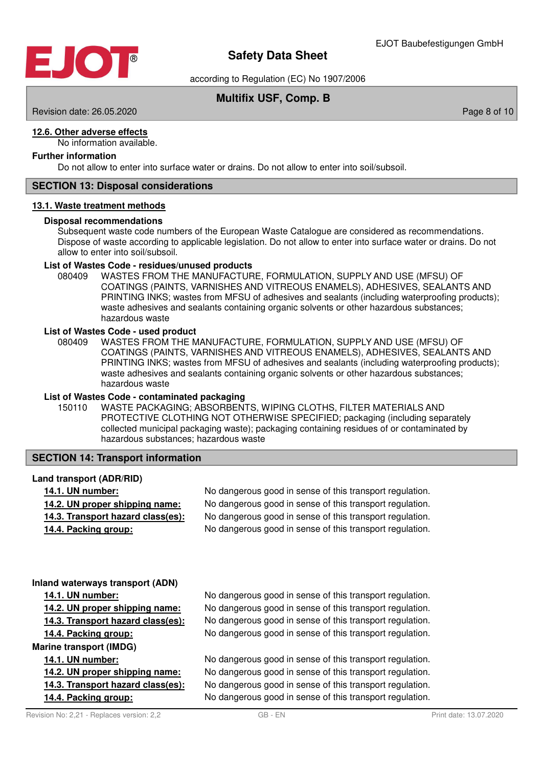### 12.6. Other adverse effects

No information available.

**Further information**

Do not allow to enter into surface water or drains. Do not allow to enter into soil/subsoil.

## SECTION 13: Disposal considerations

### 13.1. Waste treatment methods

**Disposal recommendations**

Subsequent waste code numbers of the European Waste Catalogue are considered as recommendations. Dispose of waste according to applicable legislation. Do not allow to enter into surface water or drains. Do not allow to enter into soil/subsoil.

**List of Wastes Code - residues/unused products**

080409 WASTES FROM THE MANUFACTURE, FORMULATION, SUPPLY AND USE (MFSU) OF COATINGS (PAINTS, VARNISHES AND VITREOUS ENAMELS), ADHESIVES, SEALANTS AND PRINTING INKS; wastes from MFSU of adhesives and sealants (including waterproofing products); waste adhesives and sealants containing organic solvents or other hazardous substances; hazardous waste

**List of Wastes Code - used product**

080409 WASTES FROM THE MANUFACTURE, FORMULATION, SUPPLY AND USE (MFSU) OF COATINGS (PAINTS, VARNISHES AND VITREOUS ENAMELS), ADHESIVES, SEALANTS AND PRINTING INKS; wastes from MFSU of adhesives and sealants (including waterproofing products); waste adhesives and sealants containing organic solvents or other hazardous substances; hazardous waste

**List of Wastes Code - contaminated packaging**

150110 WASTE PACKAGING; ABSORBENTS, WIPING CLOTHS, FILTER MATERIALS AND PROTECTIVE CLOTHING NOT OTHERWISE SPECIFIED; packaging (including separately collected municipal packaging waste); packaging containing residues of or contaminated by hazardous substances; hazardous waste

## SECTION 14: Transport information

**Land transport (ADR/RID)**

| | |
|---|---|
| 14.1. UN number: | No dangerous good in sense of this transport regulation. |
| 14.2. UN proper shipping name: | No dangerous good in sense of this transport regulation. |
| 14.3. Transport hazard class(es): | No dangerous good in sense of this transport regulation. |
| 14.4. Packing group: | No dangerous good in sense of this transport regulation. |

**Inland waterways transport (ADN)**

| | |
|---|---|
| 14.1. UN number: | No dangerous good in sense of this transport regulation. |
| 14.2. UN proper shipping name: | No dangerous good in sense of this transport regulation. |
| 14.3. Transport hazard class(es): | No dangerous good in sense of this transport regulation. |
| 14.4. Packing group: | No dangerous good in sense of this transport regulation. |

**Marine transport (IMDG)**

| | |
|---|---|
| 14.1. UN number: | No dangerous good in sense of this transport regulation. |
| 14.2. UN proper shipping name: | No dangerous good in sense of this transport regulation. |
| 14.3. Transport hazard class(es): | No dangerous good in sense of this transport regulation. |
| 14.4. Packing group: | No dangerous good in sense of this transport regulation. |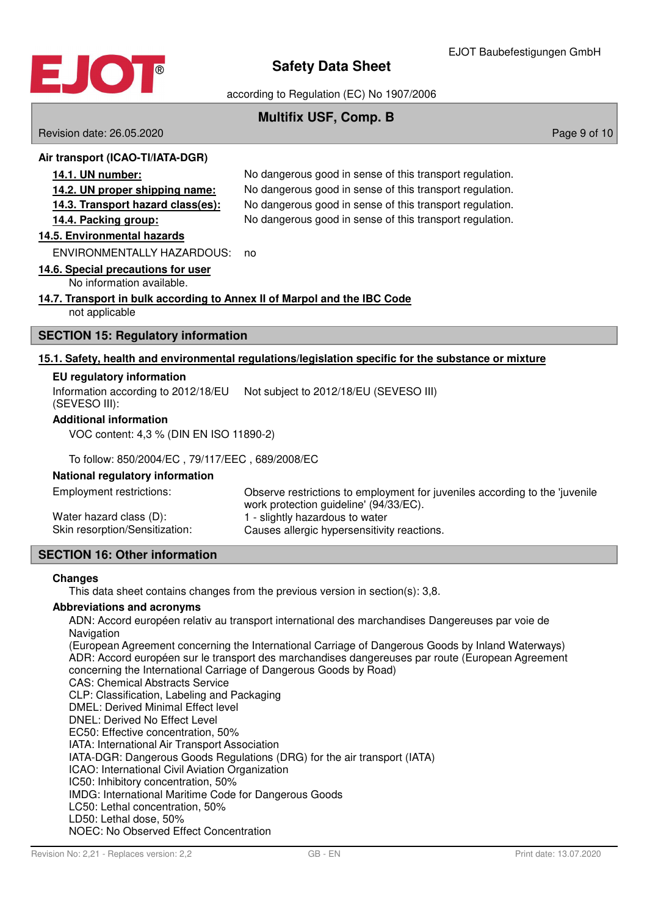**Air transport (ICAO-TI/IATA-DGR)**

| | |
|---|---|
| **14.1. UN number:** | No dangerous good in sense of this transport regulation. |
| **14.2. UN proper shipping name:** | No dangerous good in sense of this transport regulation. |
| **14.3. Transport hazard class(es):** | No dangerous good in sense of this transport regulation. |
| **14.4. Packing group:** | No dangerous good in sense of this transport regulation. |

**14.5. Environmental hazards**

ENVIRONMENTALLY HAZARDOUS: no

**14.6. Special precautions for user**

No information available.

**14.7. Transport in bulk according to Annex II of Marpol and the IBC Code**

not applicable

## SECTION 15: Regulatory information

**15.1. Safety, health and environmental regulations/legislation specific for the substance or mixture**

**EU regulatory information**

Information according to 2012/18/EU (SEVESO III): Not subject to 2012/18/EU (SEVESO III)

**Additional information**

VOC content: 4,3 % (DIN EN ISO 11890-2)

To follow: 850/2004/EC , 79/117/EEC , 689/2008/EC

**National regulatory information**

| | |
|---|---|
| Employment restrictions: | Observe restrictions to employment for juveniles according to the 'juvenile work protection guideline' (94/33/EC). |
| Water hazard class (D): | 1 - slightly hazardous to water |
| Skin resorption/Sensitization: | Causes allergic hypersensitivity reactions. |

## SECTION 16: Other information

**Changes**

This data sheet contains changes from the previous version in section(s): 3,8.

**Abbreviations and acronyms**

ADN: Accord européen relativ au transport international des marchandises Dangereuses par voie de Navigation
(European Agreement concerning the International Carriage of Dangerous Goods by Inland Waterways)
ADR: Accord européen sur le transport des marchandises dangereuses par route (European Agreement concerning the International Carriage of Dangerous Goods by Road)
CAS: Chemical Abstracts Service
CLP: Classification, Labeling and Packaging
DMEL: Derived Minimal Effect level
DNEL: Derived No Effect Level
EC50: Effective concentration, 50%
IATA: International Air Transport Association
IATA-DGR: Dangerous Goods Regulations (DRG) for the air transport (IATA)
ICAO: International Civil Aviation Organization
IC50: Inhibitory concentration, 50%
IMDG: International Maritime Code for Dangerous Goods
LC50: Lethal concentration, 50%
LD50: Lethal dose, 50%
NOEC: No Observed Effect Concentration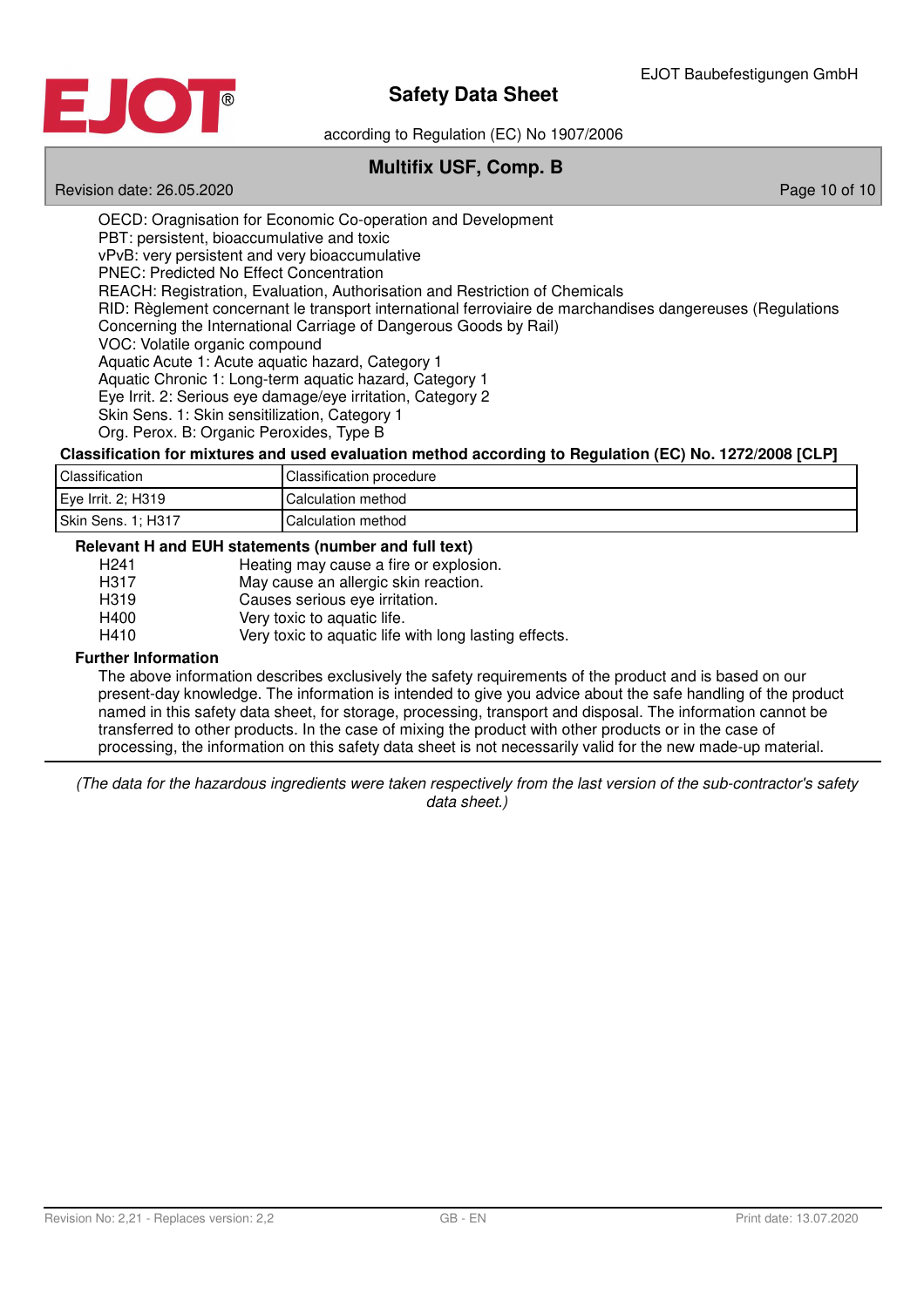OECD: Oragnisation for Economic Co-operation and Development
PBT: persistent, bioaccumulative and toxic
vPvB: very persistent and very bioaccumulative
PNEC: Predicted No Effect Concentration
REACH: Registration, Evaluation, Authorisation and Restriction of Chemicals
RID: Règlement concernant le transport international ferroviaire de marchandises dangereuses (Regulations Concerning the International Carriage of Dangerous Goods by Rail)
VOC: Volatile organic compound
Aquatic Acute 1: Acute aquatic hazard, Category 1
Aquatic Chronic 1: Long-term aquatic hazard, Category 1
Eye Irrit. 2: Serious eye damage/eye irritation, Category 2
Skin Sens. 1: Skin sensitilization, Category 1
Org. Perox. B: Organic Peroxides, Type B

**Classification for mixtures and used evaluation method according to Regulation (EC) No. 1272/2008 [CLP]**

| Classification | Classification procedure |
|---|---|
| Eye Irrit. 2; H319 | Calculation method |
| Skin Sens. 1; H317 | Calculation method |

**Relevant H and EUH statements (number and full text)**

| | |
|---|---|
| H241 | Heating may cause a fire or explosion. |
| H317 | May cause an allergic skin reaction. |
| H319 | Causes serious eye irritation. |
| H400 | Very toxic to aquatic life. |
| H410 | Very toxic to aquatic life with long lasting effects. |

**Further Information**

The above information describes exclusively the safety requirements of the product and is based on our present-day knowledge. The information is intended to give you advice about the safe handling of the product named in this safety data sheet, for storage, processing, transport and disposal. The information cannot be transferred to other products. In the case of mixing the product with other products or in the case of processing, the information on this safety data sheet is not necessarily valid for the new made-up material.

---

*(The data for the hazardous ingredients were taken respectively from the last version of the sub-contractor's safety data sheet.)*